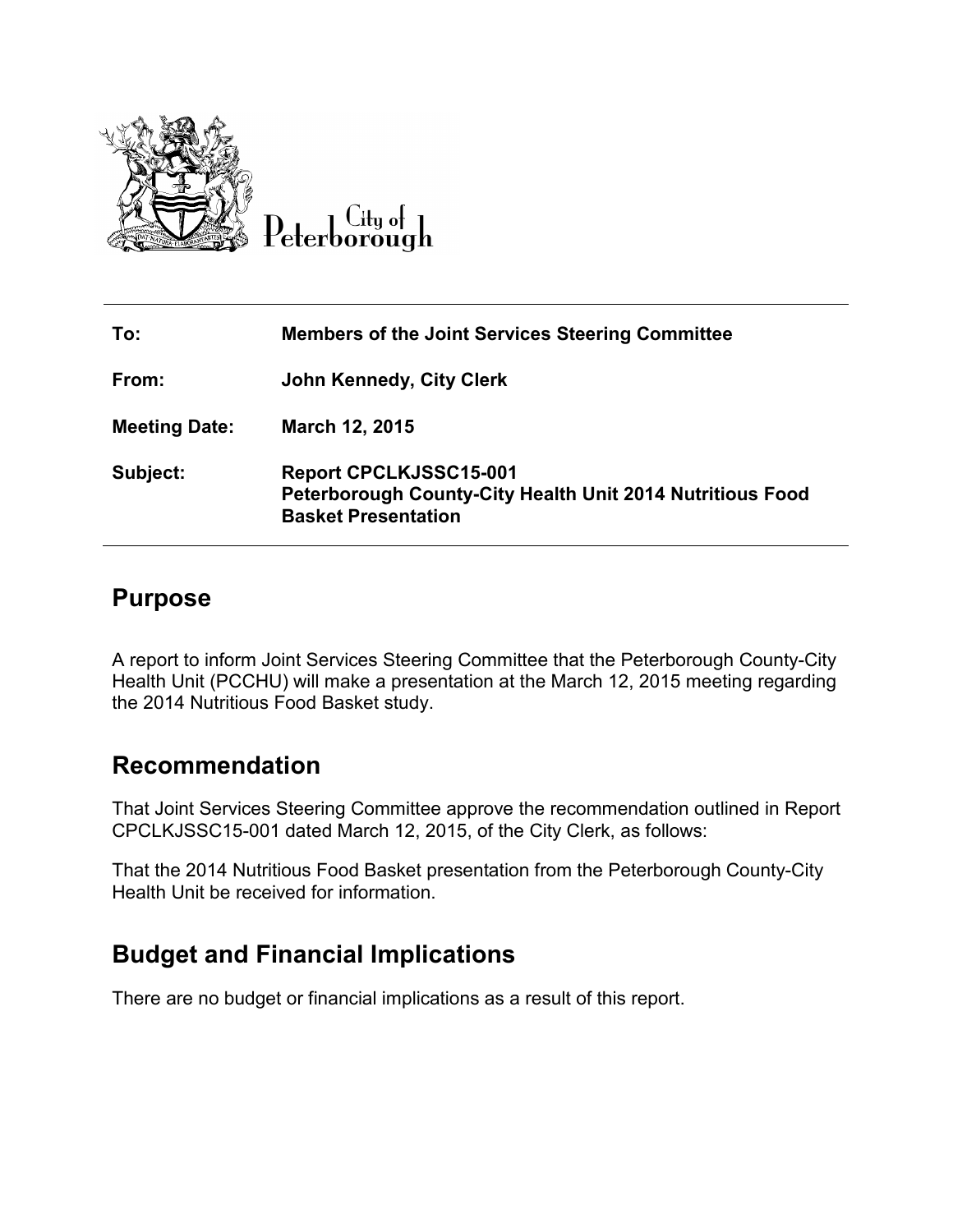City of Peterborough

| | |
|---|---|
| **To:** | **Members of the Joint Services Steering Committee** |
| **From:** | **John Kennedy, City Clerk** |
| **Meeting Date:** | **March 12, 2015** |
| **Subject:** | **Report CPCLKJSSC15-001**<br>**Peterborough County-City Health Unit 2014 Nutritious Food Basket Presentation** |

## Purpose

A report to inform Joint Services Steering Committee that the Peterborough County-City Health Unit (PCCHU) will make a presentation at the March 12, 2015 meeting regarding the 2014 Nutritious Food Basket study.

## Recommendation

That Joint Services Steering Committee approve the recommendation outlined in Report CPCLKJSSC15-001 dated March 12, 2015, of the City Clerk, as follows:

That the 2014 Nutritious Food Basket presentation from the Peterborough County-City Health Unit be received for information.

## Budget and Financial Implications

There are no budget or financial implications as a result of this report.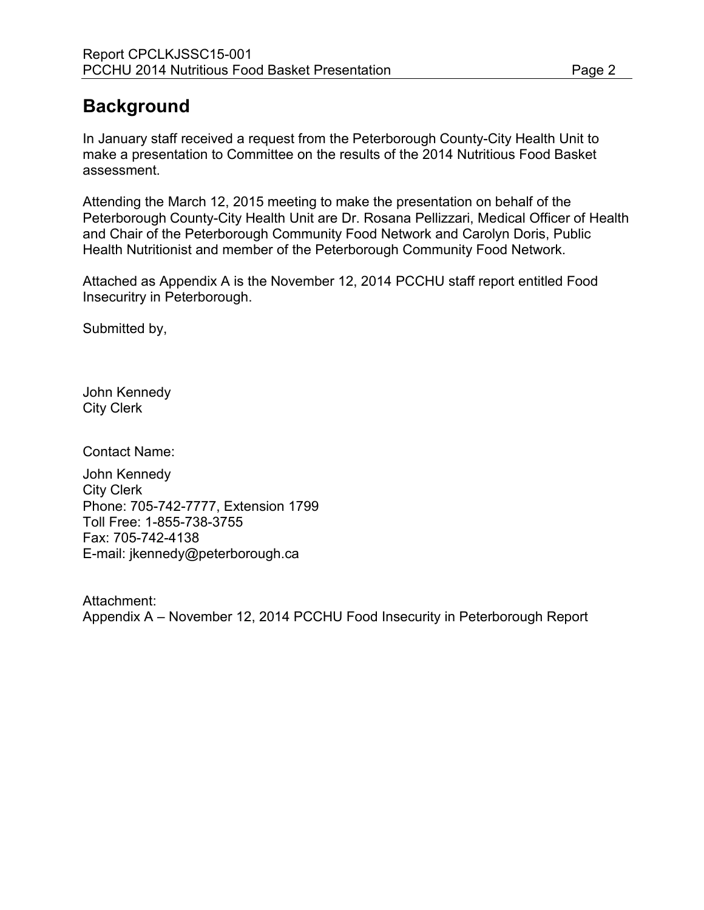## Background

In January staff received a request from the Peterborough County-City Health Unit to make a presentation to Committee on the results of the 2014 Nutritious Food Basket assessment.

Attending the March 12, 2015 meeting to make the presentation on behalf of the Peterborough County-City Health Unit are Dr. Rosana Pellizzari, Medical Officer of Health and Chair of the Peterborough Community Food Network and Carolyn Doris, Public Health Nutritionist and member of the Peterborough Community Food Network.

Attached as Appendix A is the November 12, 2014 PCCHU staff report entitled Food Insecuritry in Peterborough.

Submitted by,

John Kennedy
City Clerk

Contact Name:

John Kennedy
City Clerk
Phone: 705-742-7777, Extension 1799
Toll Free: 1-855-738-3755
Fax: 705-742-4138
E-mail: jkennedy@peterborough.ca

Attachment:
Appendix A – November 12, 2014 PCCHU Food Insecurity in Peterborough Report